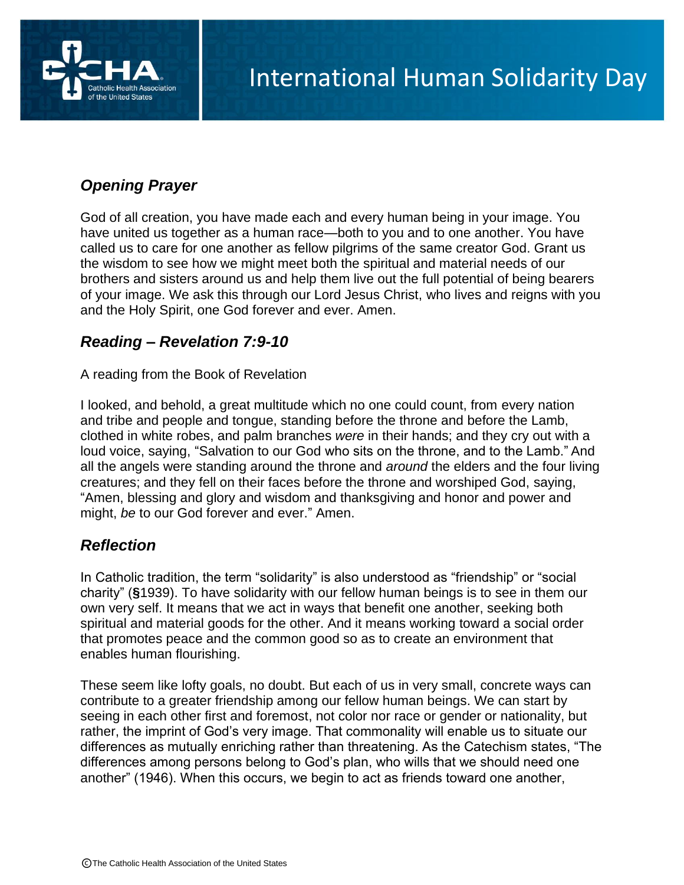# International Human Solidarity Day

## *Opening Prayer*

God of all creation, you have made each and every human being in your image. You have united us together as a human race—both to you and to one another. You have called us to care for one another as fellow pilgrims of the same creator God. Grant us the wisdom to see how we might meet both the spiritual and material needs of our brothers and sisters around us and help them live out the full potential of being bearers of your image. We ask this through our Lord Jesus Christ, who lives and reigns with you and the Holy Spirit, one God forever and ever. Amen.

## *Reading – Revelation 7:9-10*

A reading from the Book of Revelation

I looked, and behold, a great multitude which no one could count, from every nation and tribe and people and tongue, standing before the throne and before the Lamb, clothed in white robes, and palm branches *were* in their hands; and they cry out with a loud voice, saying, "Salvation to our God who sits on the throne, and to the Lamb." And all the angels were standing around the throne and *around* the elders and the four living creatures; and they fell on their faces before the throne and worshiped God, saying, "Amen, blessing and glory and wisdom and thanksgiving and honor and power and might, *be* to our God forever and ever." Amen.

## *Reflection*

In Catholic tradition, the term "solidarity" is also understood as "friendship" or "social charity" (§1939). To have solidarity with our fellow human beings is to see in them our own very self. It means that we act in ways that benefit one another, seeking both spiritual and material goods for the other. And it means working toward a social order that promotes peace and the common good so as to create an environment that enables human flourishing.

These seem like lofty goals, no doubt. But each of us in very small, concrete ways can contribute to a greater friendship among our fellow human beings. We can start by seeing in each other first and foremost, not color nor race or gender or nationality, but rather, the imprint of God's very image. That commonality will enable us to situate our differences as mutually enriching rather than threatening. As the Catechism states, "The differences among persons belong to God's plan, who wills that we should need one another" (1946). When this occurs, we begin to act as friends toward one another,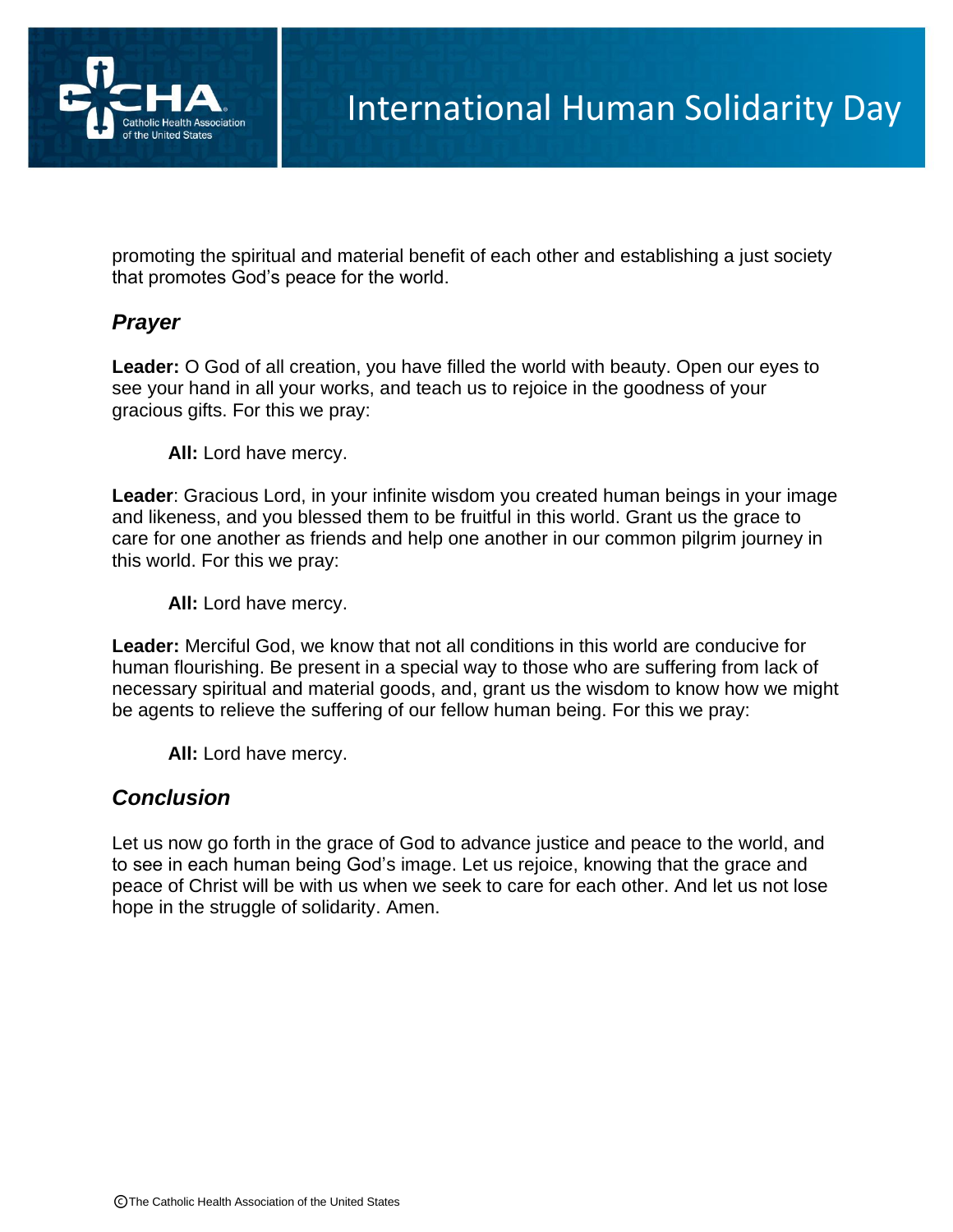promoting the spiritual and material benefit of each other and establishing a just society that promotes God's peace for the world.

## *Prayer*

**Leader:** O God of all creation, you have filled the world with beauty. Open our eyes to see your hand in all your works, and teach us to rejoice in the goodness of your gracious gifts. For this we pray:

> **All:** Lord have mercy.

**Leader**: Gracious Lord, in your infinite wisdom you created human beings in your image and likeness, and you blessed them to be fruitful in this world. Grant us the grace to care for one another as friends and help one another in our common pilgrim journey in this world. For this we pray:

> **All:** Lord have mercy.

**Leader:** Merciful God, we know that not all conditions in this world are conducive for human flourishing. Be present in a special way to those who are suffering from lack of necessary spiritual and material goods, and, grant us the wisdom to know how we might be agents to relieve the suffering of our fellow human being. For this we pray:

> **All:** Lord have mercy.

## *Conclusion*

Let us now go forth in the grace of God to advance justice and peace to the world, and to see in each human being God's image. Let us rejoice, knowing that the grace and peace of Christ will be with us when we seek to care for each other. And let us not lose hope in the struggle of solidarity. Amen.